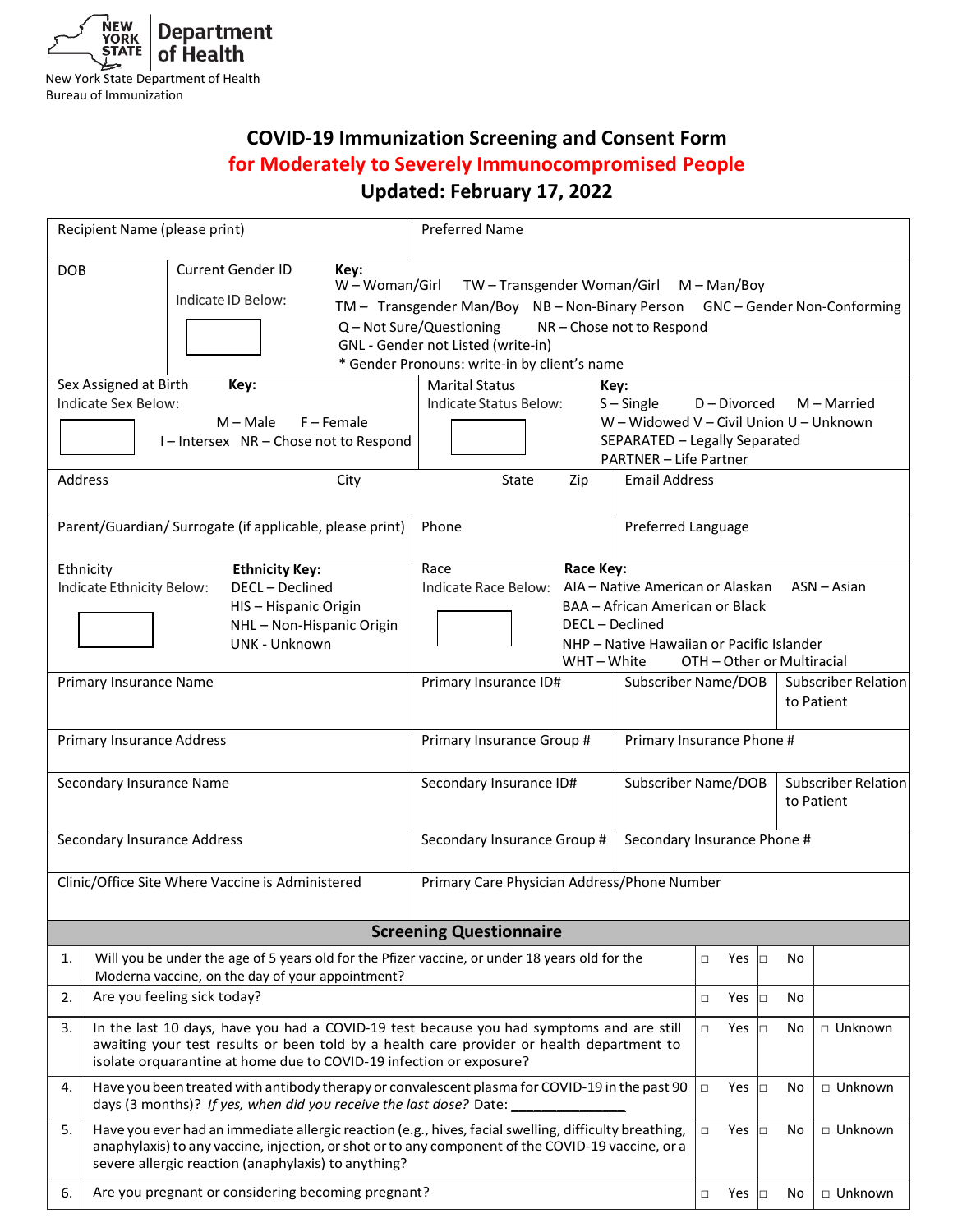New York State Department of Health
Bureau of Immunization

# COVID-19 Immunization Screening and Consent Form

## for Moderately to Severely Immunocompromised People

### Updated: February 17, 2022

| Recipient Name (please print) | Preferred Name |
|---|---|
| | |

| DOB | Current Gender ID<br>Indicate ID Below: | **Key:**<br>W – Woman/Girl TW – Transgender Woman/Girl M – Man/Boy<br>TM – Transgender Man/Boy NB – Non-Binary Person GNC – Gender Non-Conforming<br>Q – Not Sure/Questioning NR – Chose not to Respond<br>GNL - Gender not Listed (write-in)<br>* Gender Pronouns: write-in by client's name |
|---|---|---|

| Sex Assigned at Birth<br>Indicate Sex Below: | **Key:**<br>M – Male F – Female<br>I – Intersex NR – Chose not to Respond | Marital Status<br>Indicate Status Below: | **Key:**<br>S – Single D – Divorced M – Married<br>W – Widowed V – Civil Union U – Unknown<br>SEPARATED – Legally Separated<br>PARTNER – Life Partner |
|---|---|---|---|

| Address | City | State | Zip | Email Address |
|---|---|---|---|---|
| | | | | |

| Parent/Guardian/ Surrogate (if applicable, please print) | Phone | Preferred Language |
|---|---|---|
| | | |

| Ethnicity<br>Indicate Ethnicity Below: | **Ethnicity Key:**<br>DECL – Declined<br>HIS – Hispanic Origin<br>NHL – Non-Hispanic Origin<br>UNK - Unknown | Race<br>Indicate Race Below: | **Race Key:**<br>AIA – Native American or Alaskan ASN – Asian<br>BAA – African American or Black<br>DECL – Declined<br>NHP – Native Hawaiian or Pacific Islander<br>WHT – White OTH – Other or Multiracial |
|---|---|---|---|

| Primary Insurance Name | Primary Insurance ID# | Subscriber Name/DOB | Subscriber Relation to Patient |
|---|---|---|---|
| Primary Insurance Address | Primary Insurance Group # | Primary Insurance Phone # | |
| Secondary Insurance Name | Secondary Insurance ID# | Subscriber Name/DOB | Subscriber Relation to Patient |
| Secondary Insurance Address | Secondary Insurance Group # | Secondary Insurance Phone # | |

| Clinic/Office Site Where Vaccine is Administered | Primary Care Physician Address/Phone Number |
|---|---|
| | |

## Screening Questionnaire

| # | Question | Yes | No | Unknown |
|---|---|---|---|---|
| 1. | Will you be under the age of 5 years old for the Pfizer vaccine, or under 18 years old for the Moderna vaccine, on the day of your appointment? | □ Yes | □ No | |
| 2. | Are you feeling sick today? | □ Yes | □ No | |
| 3. | In the last 10 days, have you had a COVID-19 test because you had symptoms and are still awaiting your test results or been told by a health care provider or health department to isolate orquarantine at home due to COVID-19 infection or exposure? | □ Yes | □ No | □ Unknown |
| 4. | Have you been treated with antibody therapy or convalescent plasma for COVID-19 in the past 90 days (3 months)? *If yes, when did you receive the last dose?* Date: _______________ | □ Yes | □ No | □ Unknown |
| 5. | Have you ever had an immediate allergic reaction (e.g., hives, facial swelling, difficulty breathing, anaphylaxis) to any vaccine, injection, or shot or to any component of the COVID-19 vaccine, or a severe allergic reaction (anaphylaxis) to anything? | □ Yes | □ No | □ Unknown |
| 6. | Are you pregnant or considering becoming pregnant? | □ Yes | □ No | □ Unknown |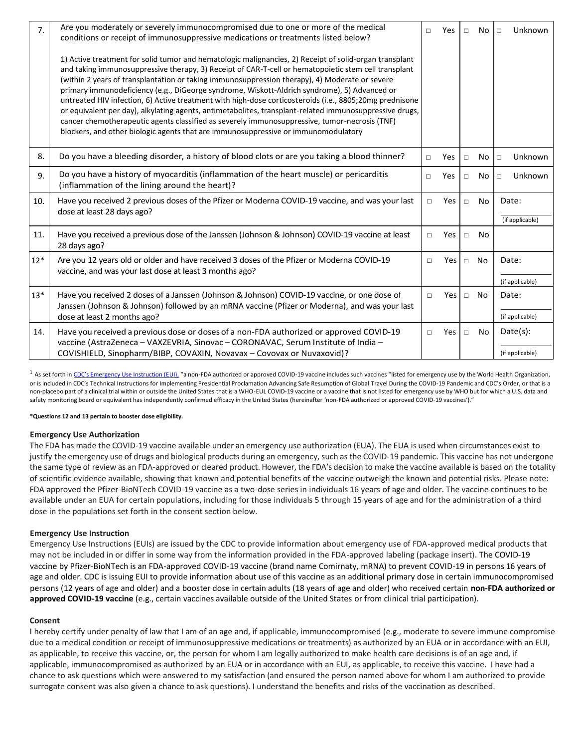| 7. | Are you moderately or severely immunocompromised due to one or more of the medical conditions or receipt of immunosuppressive medications or treatments listed below?<br><br>1) Active treatment for solid tumor and hematologic malignancies, 2) Receipt of solid-organ transplant and taking immunosuppressive therapy, 3) Receipt of CAR-T-cell or hematopoietic stem cell transplant (within 2 years of transplantation or taking immunosuppression therapy), 4) Moderate or severe primary immunodeficiency (e.g., DiGeorge syndrome, Wiskott-Aldrich syndrome), 5) Advanced or untreated HIV infection, 6) Active treatment with high-dose corticosteroids (i.e., 8805;20mg prednisone or equivalent per day), alkylating agents, antimetabolites, transplant-related immunosuppressive drugs, cancer chemotherapeutic agents classified as severely immunosuppressive, tumor-necrosis (TNF) blockers, and other biologic agents that are immunosuppressive or immunomodulatory | □ Yes | □ No | □ Unknown |
|---|---|---|---|---|
| 8. | Do you have a bleeding disorder, a history of blood clots or are you taking a blood thinner? | □ Yes | □ No | □ Unknown |
| 9. | Do you have a history of myocarditis (inflammation of the heart muscle) or pericarditis (inflammation of the lining around the heart)? | □ Yes | □ No | □ Unknown |
| 10. | Have you received 2 previous doses of the Pfizer or Moderna COVID-19 vaccine, and was your last dose at least 28 days ago? | □ Yes | □ No | Date: ______ (if applicable) |
| 11. | Have you received a previous dose of the Janssen (Johnson & Johnson) COVID-19 vaccine at least 28 days ago? | □ Yes | □ No | |
| 12* | Are you 12 years old or older and have received 3 doses of the Pfizer or Moderna COVID-19 vaccine, and was your last dose at least 3 months ago? | □ Yes | □ No | Date: ______ (if applicable) |
| 13* | Have you received 2 doses of a Janssen (Johnson & Johnson) COVID-19 vaccine, or one dose of Janssen (Johnson & Johnson) followed by an mRNA vaccine (Pfizer or Moderna), and was your last dose at least 2 months ago? | □ Yes | □ No | Date: ______ (if applicable) |
| 14. | Have you received a previous dose or doses of a non-FDA authorized or approved COVID-19 vaccine (AstraZeneca – VAXZEVRIA, Sinovac – CORONAVAC, Serum Institute of India – COVISHIELD, Sinopharm/BIBP, COVAXIN, Novavax – Covovax or Nuvaxovid)? | □ Yes | □ No | Date(s): ______ (if applicable) |

[1] As set forth in CDC's Emergency Use Instruction (EUI), "a non-FDA authorized or approved COVID-19 vaccine includes such vaccines "listed for emergency use by the World Health Organization, or is included in CDC's Technical Instructions for Implementing Presidential Proclamation Advancing Safe Resumption of Global Travel During the COVID-19 Pandemic and CDC's Order, or that is a non-placebo part of a clinical trial within or outside the United States that is a WHO-EUL COVID-19 vaccine or a vaccine that is not listed for emergency use by WHO but for which a U.S. data and safety monitoring board or equivalent has independently confirmed efficacy in the United States (hereinafter 'non-FDA authorized or approved COVID-19 vaccines')."

**\*Questions 12 and 13 pertain to booster dose eligibility.**

### Emergency Use Authorization

The FDA has made the COVID-19 vaccine available under an emergency use authorization (EUA). The EUA is used when circumstances exist to justify the emergency use of drugs and biological products during an emergency, such as the COVID-19 pandemic. This vaccine has not undergone the same type of review as an FDA-approved or cleared product. However, the FDA's decision to make the vaccine available is based on the totality of scientific evidence available, showing that known and potential benefits of the vaccine outweigh the known and potential risks. Please note: FDA approved the Pfizer-BioNTech COVID-19 vaccine as a two-dose series in individuals 16 years of age and older. The vaccine continues to be available under an EUA for certain populations, including for those individuals 5 through 15 years of age and for the administration of a third dose in the populations set forth in the consent section below.

### Emergency Use Instruction

Emergency Use Instructions (EUIs) are issued by the CDC to provide information about emergency use of FDA-approved medical products that may not be included in or differ in some way from the information provided in the FDA-approved labeling (package insert). The COVID-19 vaccine by Pfizer-BioNTech is an FDA-approved COVID-19 vaccine (brand name Comirnaty, mRNA) to prevent COVID-19 in persons 16 years of age and older. CDC is issuing EUI to provide information about use of this vaccine as an additional primary dose in certain immunocompromised persons (12 years of age and older) and a booster dose in certain adults (18 years of age and older) who received certain **non-FDA authorized or approved COVID-19 vaccine** (e.g., certain vaccines available outside of the United States or from clinical trial participation).

### Consent

I hereby certify under penalty of law that I am of an age and, if applicable, immunocompromised (e.g., moderate to severe immune compromise due to a medical condition or receipt of immunosuppressive medications or treatments) as authorized by an EUA or in accordance with an EUI, as applicable, to receive this vaccine, or, the person for whom I am legally authorized to make health care decisions is of an age and, if applicable, immunocompromised as authorized by an EUA or in accordance with an EUI, as applicable, to receive this vaccine. I have had a chance to ask questions which were answered to my satisfaction (and ensured the person named above for whom I am authorized to provide surrogate consent was also given a chance to ask questions). I understand the benefits and risks of the vaccination as described.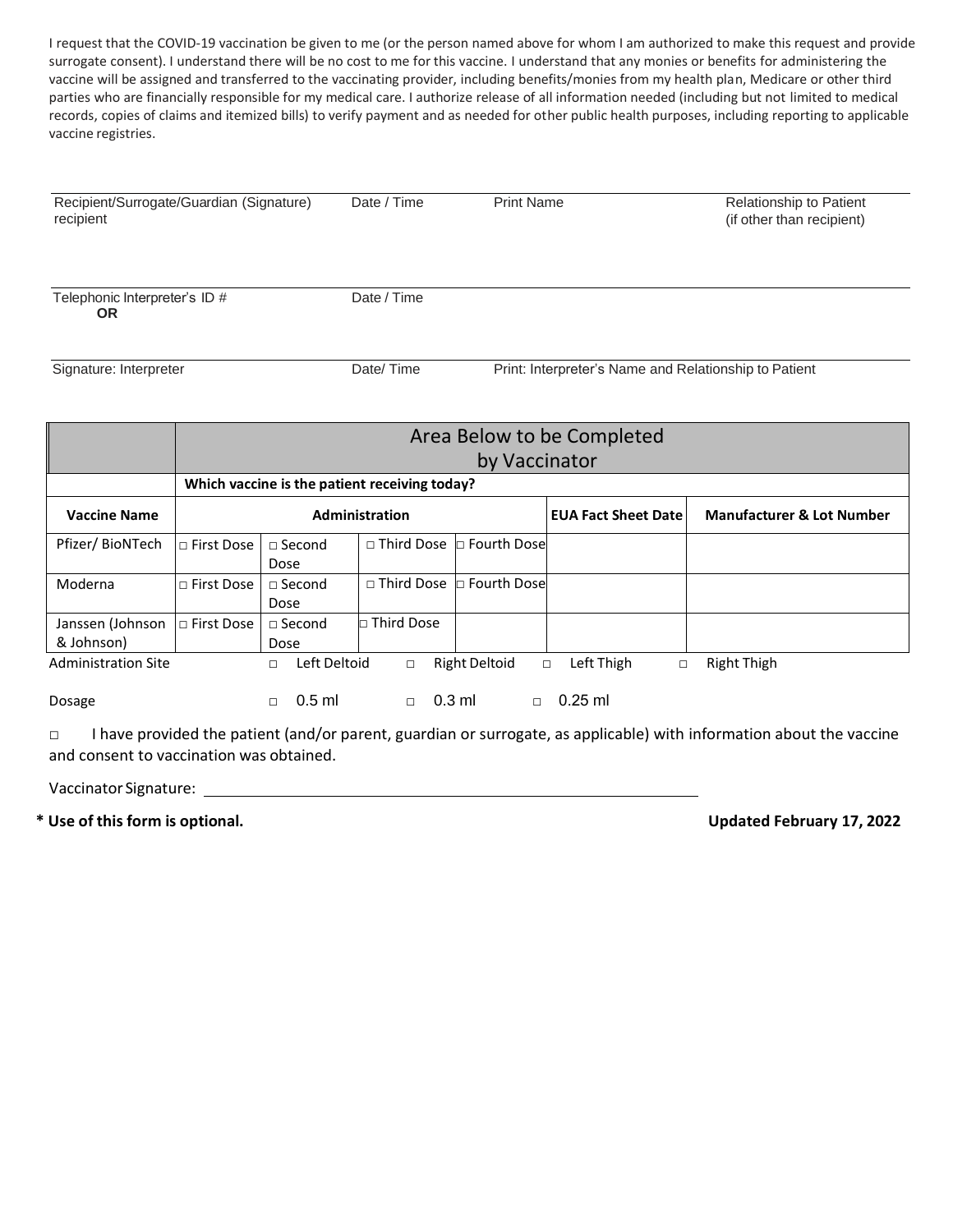I request that the COVID-19 vaccination be given to me (or the person named above for whom I am authorized to make this request and provide surrogate consent). I understand there will be no cost to me for this vaccine. I understand that any monies or benefits for administering the vaccine will be assigned and transferred to the vaccinating provider, including benefits/monies from my health plan, Medicare or other third parties who are financially responsible for my medical care. I authorize release of all information needed (including but not limited to medical records, copies of claims and itemized bills) to verify payment and as needed for other public health purposes, including reporting to applicable vaccine registries.

| | | | |
|---|---|---|---|
| Recipient/Surrogate/Guardian (Signature) recipient | Date / Time | Print Name | Relationship to Patient (if other than recipient) |

| | |
|---|---|
| Telephonic Interpreter's ID # **OR** | Date / Time |

| | | |
|---|---|---|
| Signature: Interpreter | Date/ Time | Print: Interpreter's Name and Relationship to Patient |

| | Area Below to be Completed by Vaccinator | | | | | |
|---|---|---|---|---|---|---|
| | **Which vaccine is the patient receiving today?** | | | | | |
| **Vaccine Name** | **Administration** | | | | **EUA Fact Sheet Date** | **Manufacturer & Lot Number** |
| Pfizer/ BioNTech | □ First Dose | □ Second Dose | □ Third Dose | □ Fourth Dose | | |
| Moderna | □ First Dose | □ Second Dose | □ Third Dose | □ Fourth Dose | | |
| Janssen (Johnson & Johnson) | □ First Dose | □ Second Dose | □ Third Dose | | | |

Administration Site □ Left Deltoid □ Right Deltoid □ Left Thigh □ Right Thigh

Dosage □ 0.5 ml □ 0.3 ml □ 0.25 ml

□ I have provided the patient (and/or parent, guardian or surrogate, as applicable) with information about the vaccine and consent to vaccination was obtained.

Vaccinator Signature: ______________________________

**\* Use of this form is optional.**

**Updated February 17, 2022**